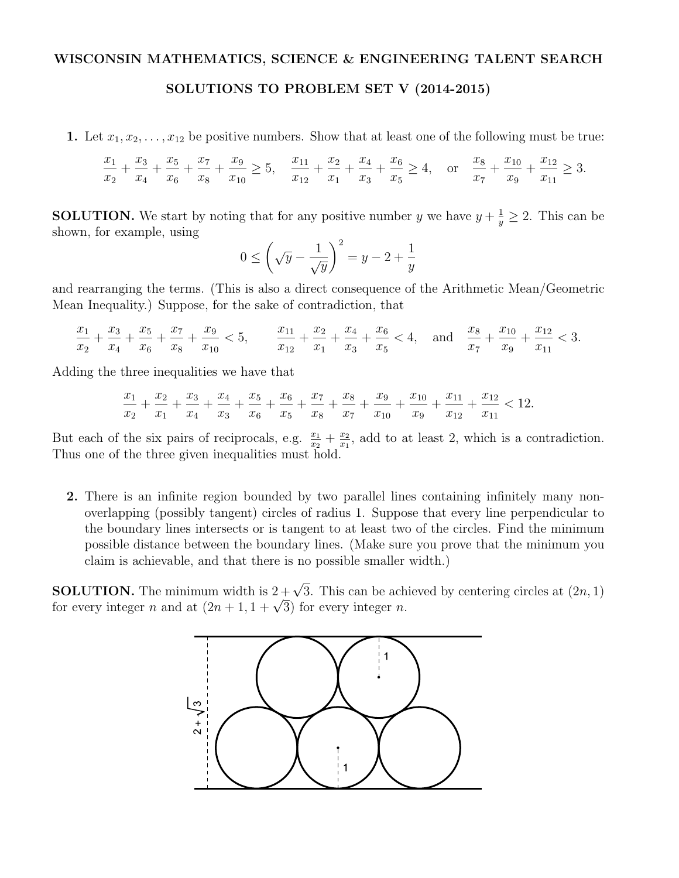**WISCONSIN MATHEMATICS, SCIENCE & ENGINEERING TALENT SEARCH**

**SOLUTIONS TO PROBLEM SET V (2014-2015)**

**1.** Let $x_1, x_2, \ldots, x_{12}$ be positive numbers. Show that at least one of the following must be true:

$$\frac{x_1}{x_2} + \frac{x_3}{x_4} + \frac{x_5}{x_6} + \frac{x_7}{x_8} + \frac{x_9}{x_{10}} \geq 5, \quad \frac{x_{11}}{x_{12}} + \frac{x_2}{x_1} + \frac{x_4}{x_3} + \frac{x_6}{x_5} \geq 4, \quad \text{or} \quad \frac{x_8}{x_7} + \frac{x_{10}}{x_9} + \frac{x_{12}}{x_{11}} \geq 3.$$

**SOLUTION.** We start by noting that for any positive number $y$ we have $y + \frac{1}{y} \geq 2$. This can be shown, for example, using

$$0 \leq \left(\sqrt{y} - \frac{1}{\sqrt{y}}\right)^2 = y - 2 + \frac{1}{y}$$

and rearranging the terms. (This is also a direct consequence of the Arithmetic Mean/Geometric Mean Inequality.) Suppose, for the sake of contradiction, that

$$\frac{x_1}{x_2} + \frac{x_3}{x_4} + \frac{x_5}{x_6} + \frac{x_7}{x_8} + \frac{x_9}{x_{10}} < 5, \qquad \frac{x_{11}}{x_{12}} + \frac{x_2}{x_1} + \frac{x_4}{x_3} + \frac{x_6}{x_5} < 4, \quad \text{and} \quad \frac{x_8}{x_7} + \frac{x_{10}}{x_9} + \frac{x_{12}}{x_{11}} < 3.$$

Adding the three inequalities we have that

$$\frac{x_1}{x_2} + \frac{x_2}{x_1} + \frac{x_3}{x_4} + \frac{x_4}{x_3} + \frac{x_5}{x_6} + \frac{x_6}{x_5} + \frac{x_7}{x_8} + \frac{x_8}{x_7} + \frac{x_9}{x_{10}} + \frac{x_{10}}{x_9} + \frac{x_{11}}{x_{12}} + \frac{x_{12}}{x_{11}} < 12.$$

But each of the six pairs of reciprocals, e.g. $\frac{x_1}{x_2} + \frac{x_2}{x_1}$, add to at least 2, which is a contradiction. Thus one of the three given inequalities must hold.

**2.** There is an infinite region bounded by two parallel lines containing infinitely many non-overlapping (possibly tangent) circles of radius 1. Suppose that every line perpendicular to the boundary lines intersects or is tangent to at least two of the circles. Find the minimum possible distance between the boundary lines. (Make sure you prove that the minimum you claim is achievable, and that there is no possible smaller width.)

**SOLUTION.** The minimum width is $2 + \sqrt{3}$. This can be achieved by centering circles at $(2n, 1)$ for every integer $n$ and at $(2n + 1, 1 + \sqrt{3})$ for every integer $n$.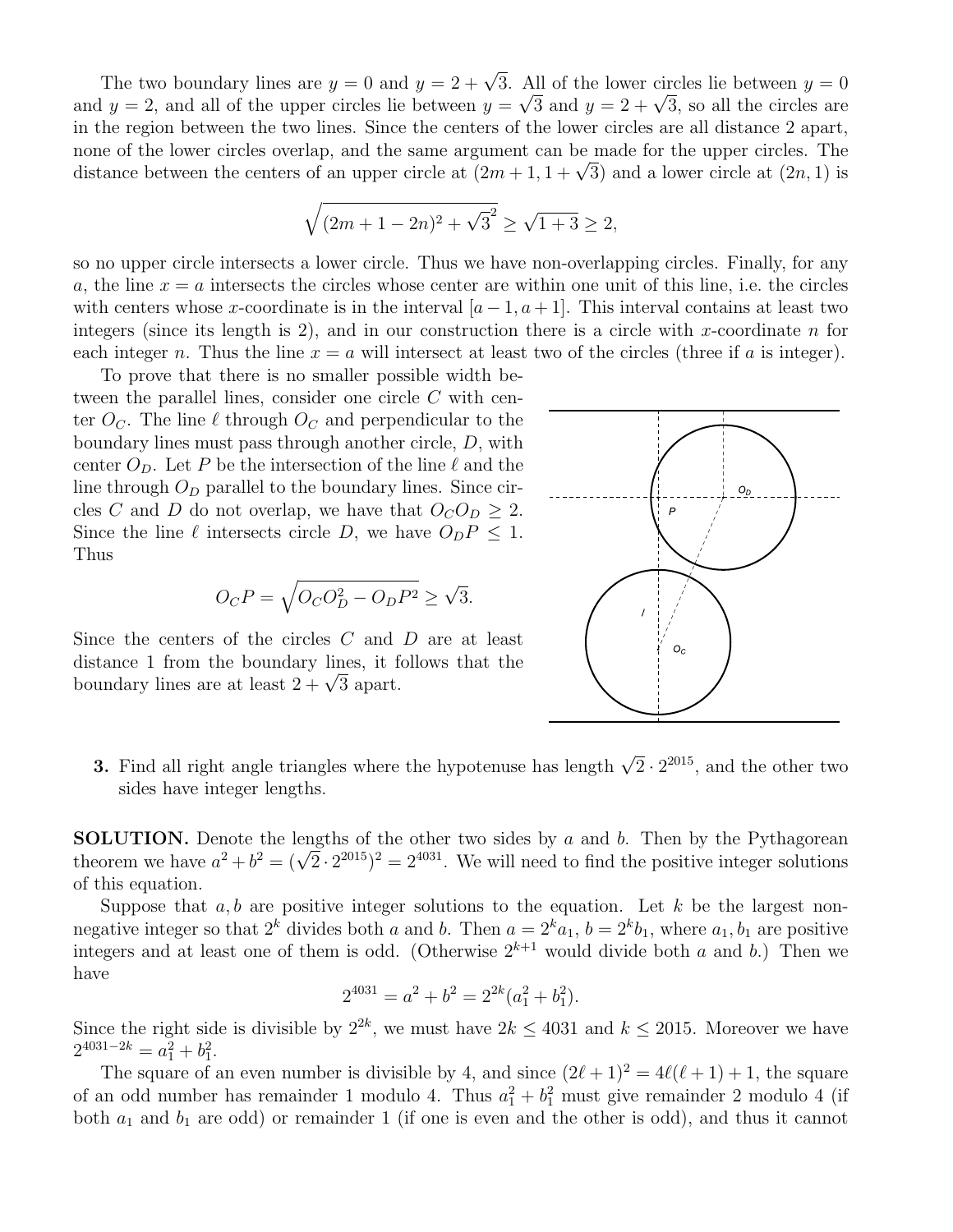The two boundary lines are $y = 0$ and $y = 2 + \sqrt{3}$. All of the lower circles lie between $y = 0$ and $y = 2$, and all of the upper circles lie between $y = \sqrt{3}$ and $y = 2 + \sqrt{3}$, so all the circles are in the region between the two lines. Since the centers of the lower circles are all distance 2 apart, none of the lower circles overlap, and the same argument can be made for the upper circles. The distance between the centers of an upper circle at $(2m + 1, 1 + \sqrt{3})$ and a lower circle at $(2n, 1)$ is

$$\sqrt{(2m + 1 - 2n)^2 + \sqrt{3}^2} \geq \sqrt{1 + 3} \geq 2,$$

so no upper circle intersects a lower circle. Thus we have non-overlapping circles. Finally, for any $a$, the line $x = a$ intersects the circles whose center are within one unit of this line, i.e. the circles with centers whose $x$-coordinate is in the interval $[a - 1, a + 1]$. This interval contains at least two integers (since its length is 2), and in our construction there is a circle with $x$-coordinate $n$ for each integer $n$. Thus the line $x = a$ will intersect at least two of the circles (three if $a$ is integer).

To prove that there is no smaller possible width between the parallel lines, consider one circle $C$ with center $O_C$. The line $\ell$ through $O_C$ and perpendicular to the boundary lines must pass through another circle, $D$, with center $O_D$. Let $P$ be the intersection of the line $\ell$ and the line through $O_D$ parallel to the boundary lines. Since circles $C$ and $D$ do not overlap, we have that $O_C O_D \geq 2$. Since the line $\ell$ intersects circle $D$, we have $O_D P \leq 1$. Thus

$$O_C P = \sqrt{O_C O_D^2 - O_D P^2} \geq \sqrt{3}.$$

Since the centers of the circles $C$ and $D$ are at least distance 1 from the boundary lines, it follows that the boundary lines are at least $2 + \sqrt{3}$ apart.

**3.** Find all right angle triangles where the hypotenuse has length $\sqrt{2} \cdot 2^{2015}$, and the other two sides have integer lengths.

**SOLUTION.** Denote the lengths of the other two sides by $a$ and $b$. Then by the Pythagorean theorem we have $a^2 + b^2 = (\sqrt{2} \cdot 2^{2015})^2 = 2^{4031}$. We will need to find the positive integer solutions of this equation.

Suppose that $a, b$ are positive integer solutions to the equation. Let $k$ be the largest non-negative integer so that $2^k$ divides both $a$ and $b$. Then $a = 2^k a_1$, $b = 2^k b_1$, where $a_1, b_1$ are positive integers and at least one of them is odd. (Otherwise $2^{k+1}$ would divide both $a$ and $b$.) Then we have

$$2^{4031} = a^2 + b^2 = 2^{2k}(a_1^2 + b_1^2).$$

Since the right side is divisible by $2^{2k}$, we must have $2k \leq 4031$ and $k \leq 2015$. Moreover we have $2^{4031-2k} = a_1^2 + b_1^2$.

The square of an even number is divisible by 4, and since $(2\ell + 1)^2 = 4\ell(\ell + 1) + 1$, the square of an odd number has remainder 1 modulo 4. Thus $a_1^2 + b_1^2$ must give remainder 2 modulo 4 (if both $a_1$ and $b_1$ are odd) or remainder 1 (if one is even and the other is odd), and thus it cannot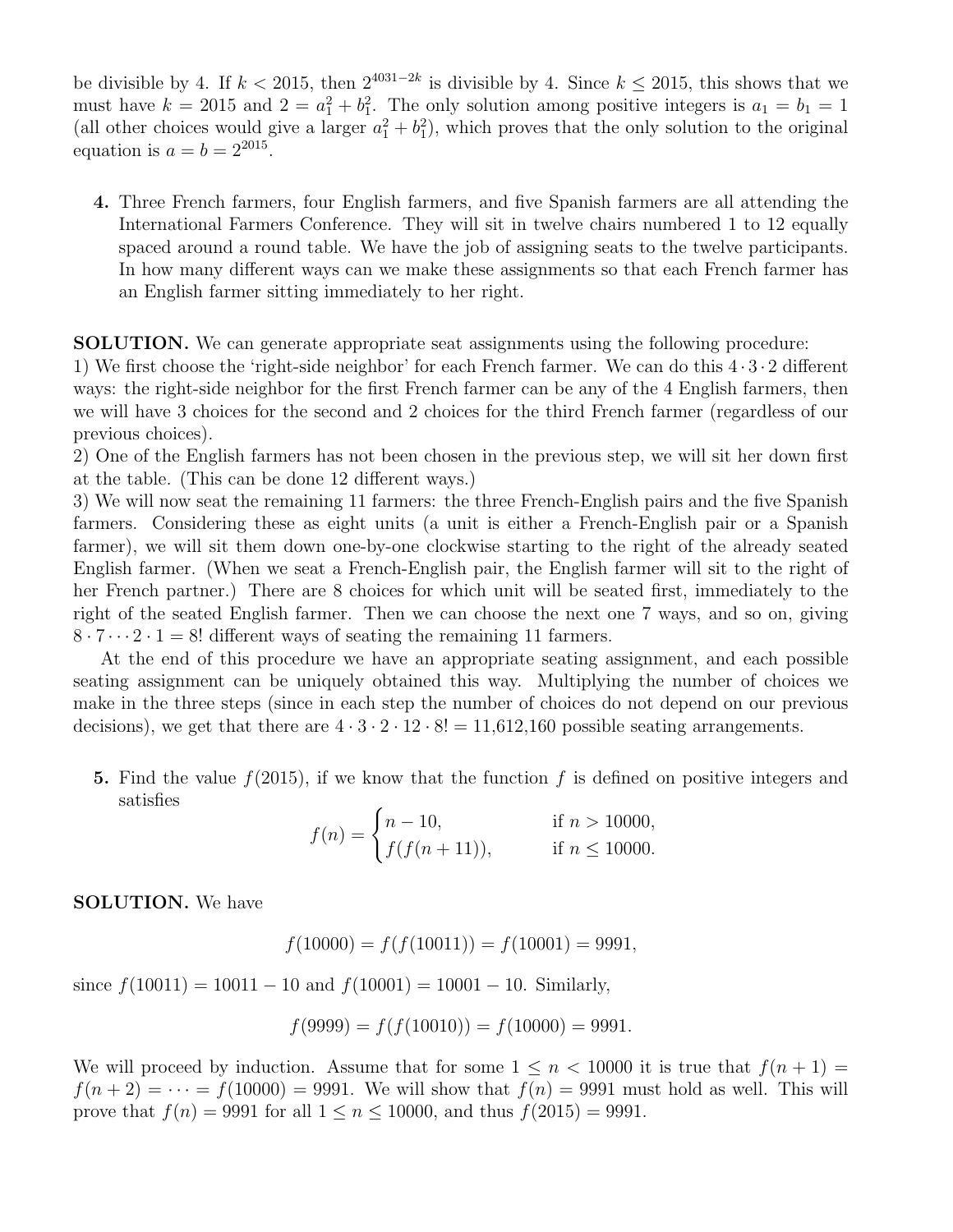be divisible by 4. If $k < 2015$, then $2^{4031-2k}$ is divisible by 4. Since $k \leq 2015$, this shows that we must have $k = 2015$ and $2 = a_1^2 + b_1^2$. The only solution among positive integers is $a_1 = b_1 = 1$ (all other choices would give a larger $a_1^2 + b_1^2$), which proves that the only solution to the original equation is $a = b = 2^{2015}$.

**4.** Three French farmers, four English farmers, and five Spanish farmers are all attending the International Farmers Conference. They will sit in twelve chairs numbered 1 to 12 equally spaced around a round table. We have the job of assigning seats to the twelve participants. In how many different ways can we make these assignments so that each French farmer has an English farmer sitting immediately to her right.

**SOLUTION.** We can generate appropriate seat assignments using the following procedure:
1) We first choose the 'right-side neighbor' for each French farmer. We can do this $4 \cdot 3 \cdot 2$ different ways: the right-side neighbor for the first French farmer can be any of the 4 English farmers, then we will have 3 choices for the second and 2 choices for the third French farmer (regardless of our previous choices).
2) One of the English farmers has not been chosen in the previous step, we will sit her down first at the table. (This can be done 12 different ways.)
3) We will now seat the remaining 11 farmers: the three French-English pairs and the five Spanish farmers. Considering these as eight units (a unit is either a French-English pair or a Spanish farmer), we will sit them down one-by-one clockwise starting to the right of the already seated English farmer. (When we seat a French-English pair, the English farmer will sit to the right of her French partner.) There are 8 choices for which unit will be seated first, immediately to the right of the seated English farmer. Then we can choose the next one 7 ways, and so on, giving $8 \cdot 7 \cdots 2 \cdot 1 = 8!$ different ways of seating the remaining 11 farmers.

At the end of this procedure we have an appropriate seating assignment, and each possible seating assignment can be uniquely obtained this way. Multiplying the number of choices we make in the three steps (since in each step the number of choices do not depend on our previous decisions), we get that there are $4 \cdot 3 \cdot 2 \cdot 12 \cdot 8! = 11{,}612{,}160$ possible seating arrangements.

**5.** Find the value $f(2015)$, if we know that the function $f$ is defined on positive integers and satisfies

$$f(n) = \begin{cases} n - 10, & \text{if } n > 10000, \\ f(f(n+11)), & \text{if } n \leq 10000. \end{cases}$$

**SOLUTION.** We have

$$f(10000) = f(f(10011)) = f(10001) = 9991,$$

since $f(10011) = 10011 - 10$ and $f(10001) = 10001 - 10$. Similarly,

$$f(9999) = f(f(10010)) = f(10000) = 9991.$$

We will proceed by induction. Assume that for some $1 \leq n < 10000$ it is true that $f(n+1) = f(n+2) = \cdots = f(10000) = 9991$. We will show that $f(n) = 9991$ must hold as well. This will prove that $f(n) = 9991$ for all $1 \leq n \leq 10000$, and thus $f(2015) = 9991$.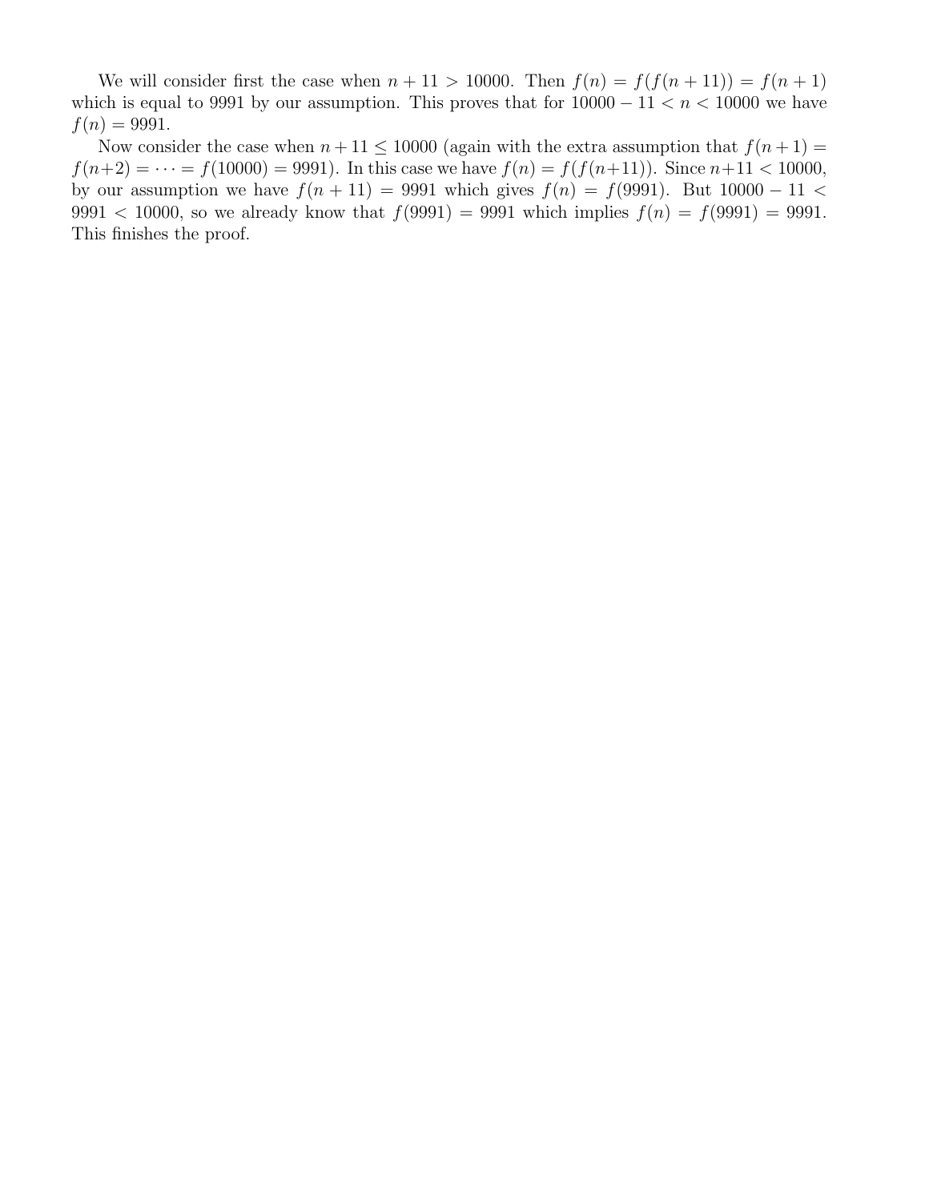We will consider first the case when $n + 11 > 10000$. Then $f(n) = f(f(n + 11)) = f(n + 1)$ which is equal to 9991 by our assumption. This proves that for $10000 - 11 < n < 10000$ we have $f(n) = 9991$.

Now consider the case when $n + 11 \leq 10000$ (again with the extra assumption that $f(n+1) = f(n+2) = \cdots = f(10000) = 9991$). In this case we have $f(n) = f(f(n+11))$. Since $n+11 < 10000$, by our assumption we have $f(n + 11) = 9991$ which gives $f(n) = f(9991)$. But $10000 - 11 < 9991 < 10000$, so we already know that $f(9991) = 9991$ which implies $f(n) = f(9991) = 9991$. This finishes the proof.